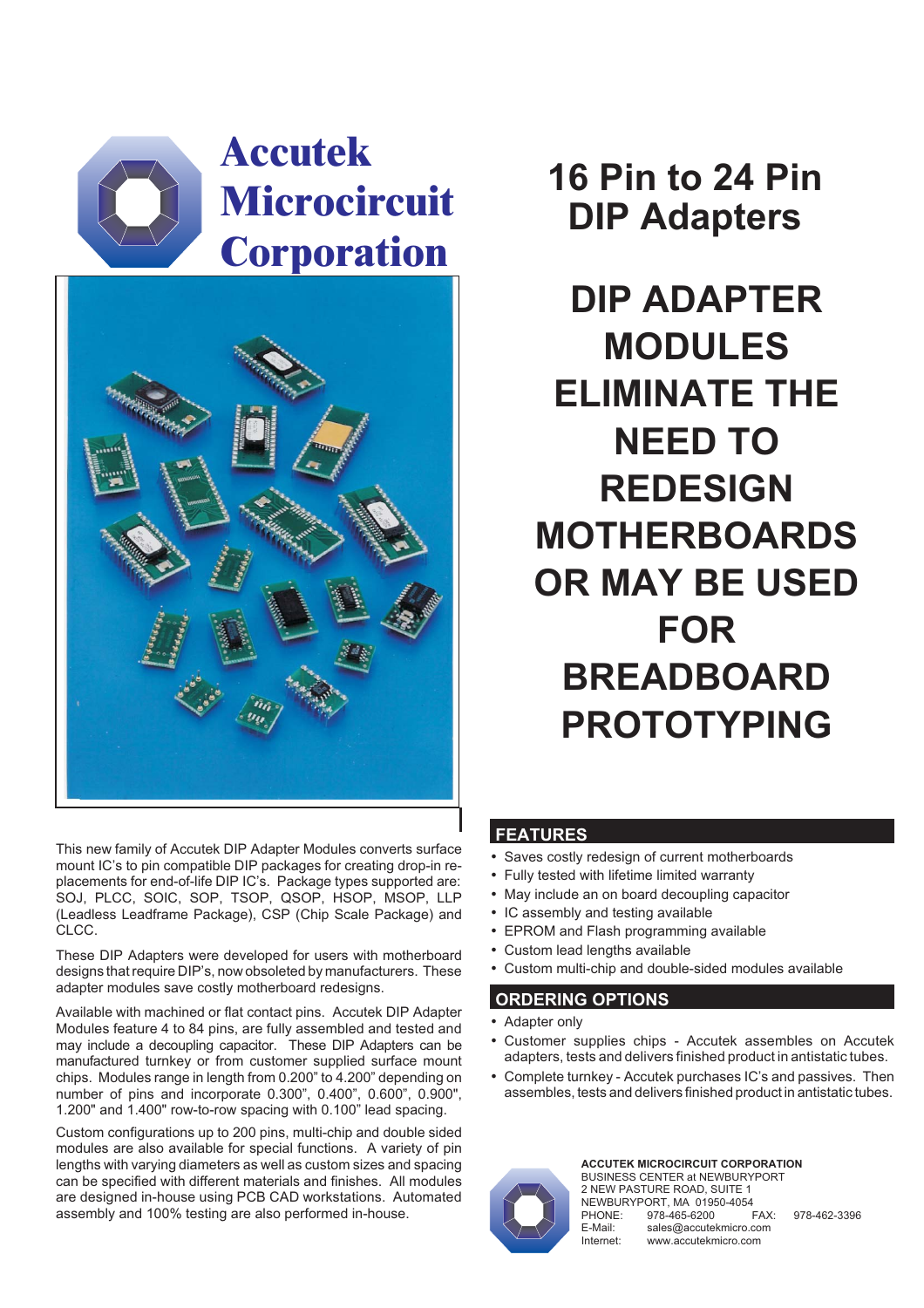# Accutek Microcircuit Corporation

# 16 Pin to 24 Pin DIP Adapters

## DIP ADAPTER MODULES ELIMINATE THE NEED TO REDESIGN MOTHERBOARDS OR MAY BE USED FOR BREADBOARD PROTOTYPING

This new family of Accutek DIP Adapter Modules converts surface mount IC's to pin compatible DIP packages for creating drop-in replacements for end-of-life DIP IC's. Package types supported are: SOJ, PLCC, SOIC, SOP, TSOP, QSOP, HSOP, MSOP, LLP (Leadless Leadframe Package), CSP (Chip Scale Package) and CLCC.

These DIP Adapters were developed for users with motherboard designs that require DIP's, now obsoleted by manufacturers. These adapter modules save costly motherboard redesigns.

Available with machined or flat contact pins. Accutek DIP Adapter Modules feature 4 to 84 pins, are fully assembled and tested and may include a decoupling capacitor. These DIP Adapters can be manufactured turnkey or from customer supplied surface mount chips. Modules range in length from 0.200" to 4.200" depending on number of pins and incorporate 0.300", 0.400", 0.600", 0.900", 1.200" and 1.400" row-to-row spacing with 0.100" lead spacing.

Custom configurations up to 200 pins, multi-chip and double sided modules are also available for special functions. A variety of pin lengths with varying diameters as well as custom sizes and spacing can be specified with different materials and finishes. All modules are designed in-house using PCB CAD workstations. Automated assembly and 100% testing are also performed in-house.

## FEATURES

- Saves costly redesign of current motherboards
- Fully tested with lifetime limited warranty
- May include an on board decoupling capacitor
- IC assembly and testing available
- EPROM and Flash programming available
- Custom lead lengths available
- Custom multi-chip and double-sided modules available

## ORDERING OPTIONS

- Adapter only
- Customer supplies chips - Accutek assembles on Accutek adapters, tests and delivers finished product in antistatic tubes.
- Complete turnkey - Accutek purchases IC's and passives. Then assembles, tests and delivers finished product in antistatic tubes.

**ACCUTEK MICROCIRCUIT CORPORATION**
BUSINESS CENTER at NEWBURYPORT
2 NEW PASTURE ROAD, SUITE 1
NEWBURYPORT, MA 01950-4054
PHONE: 978-465-6200 FAX: 978-462-3396
E-Mail: sales@accutekmicro.com
Internet: www.accutekmicro.com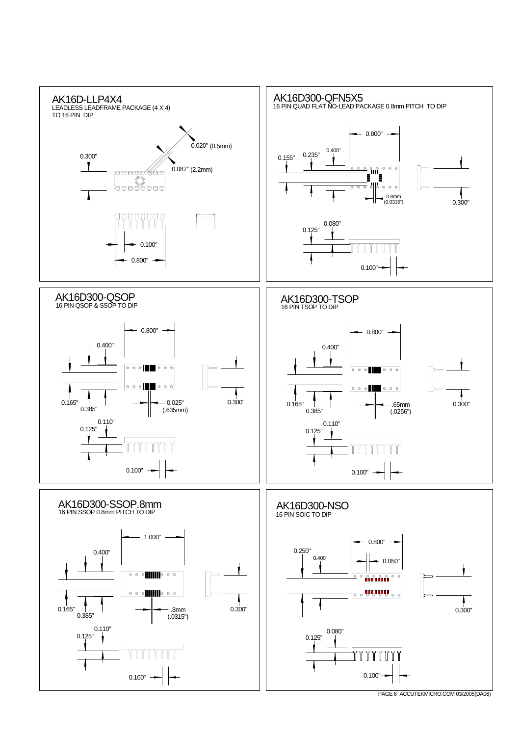## AK16D-LLP4X4

LEADLESS LEADFRAME PACKAGE (4 X 4) TO 16 PIN DIP

0.300"

0.020" (0.5mm)

0.087" (2.2mm)

0.100"

0.800"

## AK16D300-QFN5X5

16 PIN QUAD FLAT NO-LEAD PACKAGE 0.8mm PITCH TO DIP

0.800"

0.400"

0.155"

0.235"

0.8mm (0.0315")

0.300"

0.080"

0.125"

0.100"

## AK16D300-QSOP

16 PIN QSOP & SSOP TO DIP

0.800"

0.400"

0.165"

0.385"

0.025" (.635mm)

0.300"

0.110"

0.125"

0.100"

## AK16D300-TSOP

16 PIN TSOP TO DIP

0.800"

0.400"

0.165"

0.385"

.65mm (.0256")

0.300"

0.110"

0.125"

0.100"

## AK16D300-SSOP.8mm

16 PIN SSOP 0.8mm PITCH TO DIP

1.000"

0.400"

0.165"

0.385"

.8mm (.0315")

0.300"

0.110"

0.125"

0.100"

## AK16D300-NSO

16 PIN SOIC TO DIP

0.800"

0.250"

0.400"

0.050"

0.300"

0.080"

0.125"

0.100"

PAGE 6 ACCUTEKMICRO.COM 03/2005(DA06)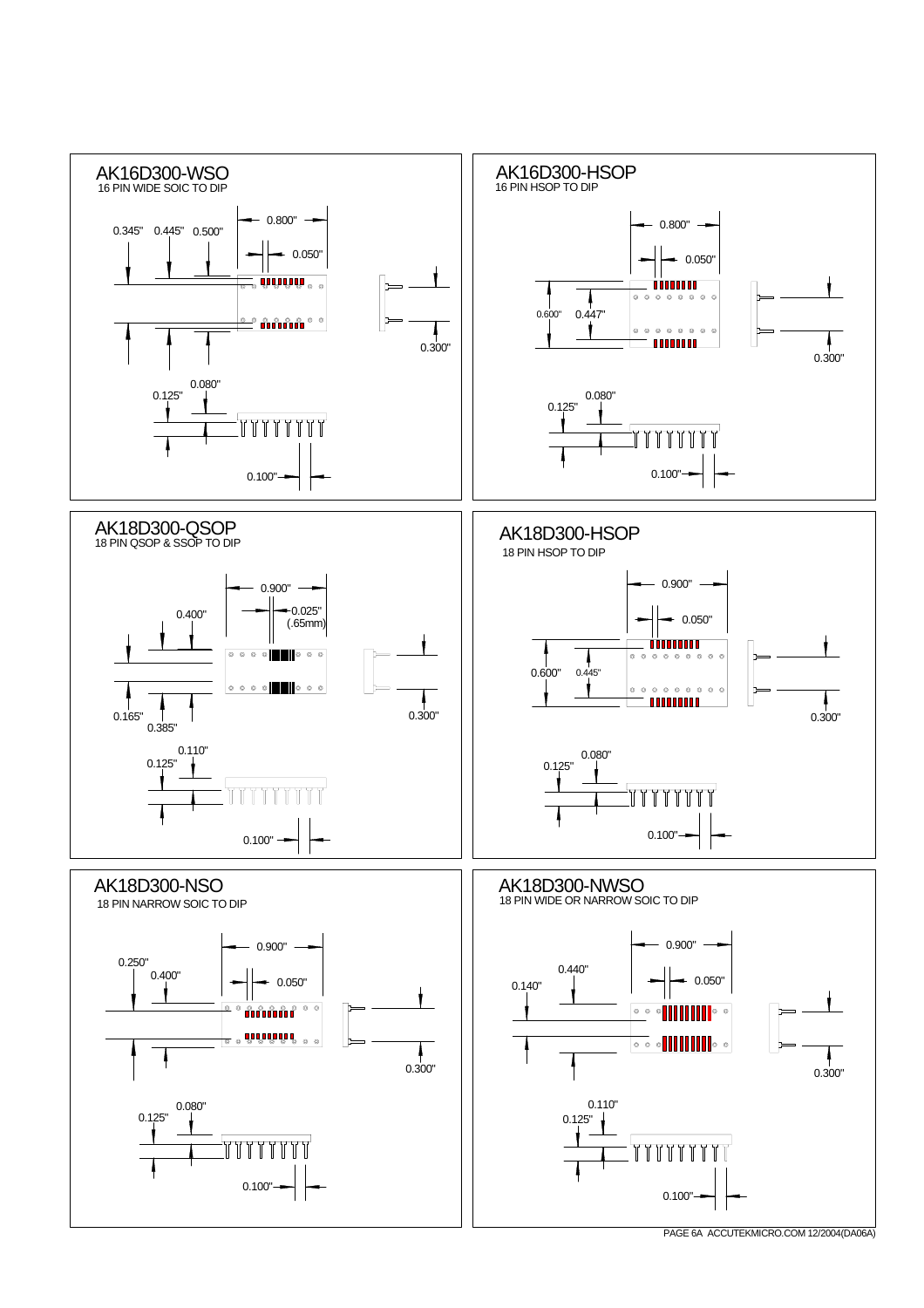## AK16D300-WSO

16 PIN WIDE SOIC TO DIP

0.345" 0.445" 0.500" 0.800" 0.050" 0.300"

0.080" 0.125" 0.100"

## AK16D300-HSOP

16 PIN HSOP TO DIP

0.800" 0.050" 0.600" 0.447" 0.300"

0.080" 0.125" 0.100"

## AK18D300-QSOP

18 PIN QSOP & SSOP TO DIP

0.900" 0.025" (.65mm) 0.400" 0.165" 0.385" 0.300"

0.110" 0.125" 0.100"

## AK18D300-HSOP

18 PIN HSOP TO DIP

0.900" 0.050" 0.600" 0.445" 0.300"

0.080" 0.125" 0.100"

## AK18D300-NSO

18 PIN NARROW SOIC TO DIP

0.900" 0.250" 0.400" 0.050" 0.300"

0.080" 0.125" 0.100"

## AK18D300-NWSO

18 PIN WIDE OR NARROW SOIC TO DIP

0.900" 0.440" 0.140" 0.050" 0.300"

0.110" 0.125" 0.100"

PAGE 6A ACCUTEKMICRO.COM 12/2004(DA06A)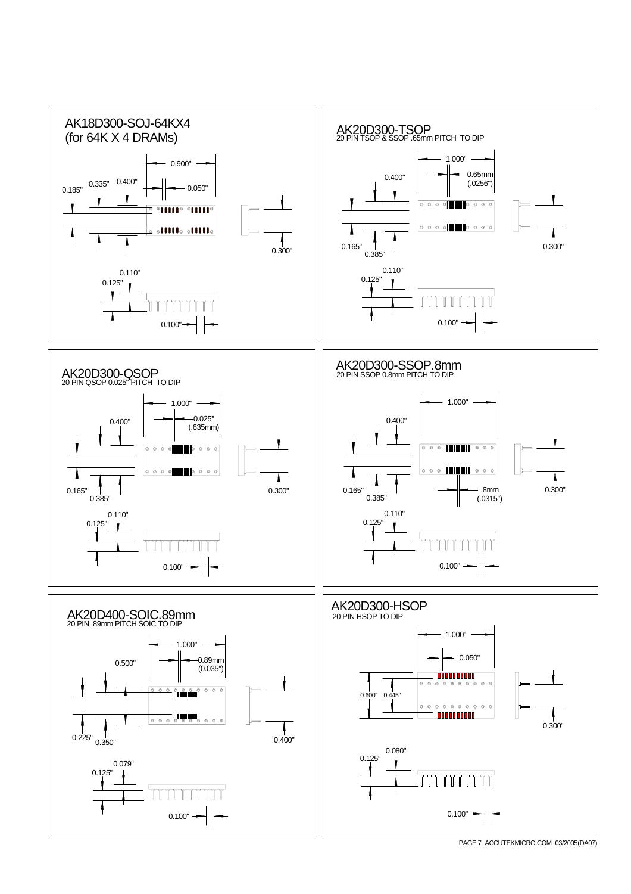## AK18D300-SOJ-64KX4
(for 64K X 4 DRAMs)

0.900"
0.050"
0.400"
0.335"
0.185"
0.300"
0.110"
0.125"
0.100"

## AK20D300-TSOP
20 PIN TSOP & SSOP .65mm PITCH TO DIP

1.000"
0.65mm (.0256")
0.400"
0.165"
0.385"
0.300"
0.110"
0.125"
0.100"

## AK20D300-QSOP
20 PIN QSOP 0.025" PITCH TO DIP

1.000"
0.025" (.635mm)
0.400"
0.165"
0.385"
0.300"
0.110"
0.125"
0.100"

## AK20D300-SSOP.8mm
20 PIN SSOP 0.8mm PITCH TO DIP

1.000"
0.400"
0.165"
0.385"
.8mm (.0315")
0.300"
0.110"
0.125"
0.100"

## AK20D400-SOIC.89mm
20 PIN .89mm PITCH SOIC TO DIP

1.000"
0.89mm (0.035")
0.500"
0.225"
0.350"
0.400"
0.079"
0.125"
0.100"

## AK20D300-HSOP
20 PIN HSOP TO DIP

1.000"
0.050"
0.600"
0.445"
0.300"
0.080"
0.125"
0.100"

PAGE 7 ACCUTEKMICRO.COM 03/2005(DA07)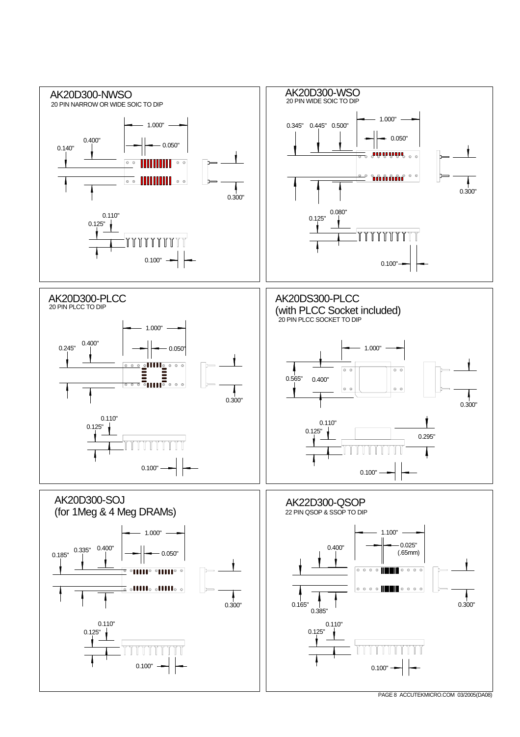## AK20D300-NWSO

20 PIN NARROW OR WIDE SOIC TO DIP

1.000" 0.400" 0.050" 0.140" 0.300" 0.110" 0.125" 0.100"

## AK20D300-WSO

20 PIN WIDE SOIC TO DIP

0.345" 0.445" 0.500" 1.000" 0.050" 0.300" 0.080" 0.125" 0.100"

## AK20D300-PLCC

20 PIN PLCC TO DIP

1.000" 0.400" 0.245" 0.050" 0.300" 0.110" 0.125" 0.100"

## AK20DS300-PLCC

## (with PLCC Socket included)

20 PIN PLCC SOCKET TO DIP

1.000" 0.565" 0.400" 0.300" 0.110" 0.125" 0.295" 0.100"

## AK20D300-SOJ

## (for 1Meg & 4 Meg DRAMs)

1.000" 0.185" 0.335" 0.400" 0.050" 0.300" 0.110" 0.125" 0.100"

## AK22D300-QSOP

22 PIN QSOP & SSOP TO DIP

1.100" 0.400" 0.025" (.65mm) 0.165" 0.385" 0.300" 0.110" 0.125" 0.100"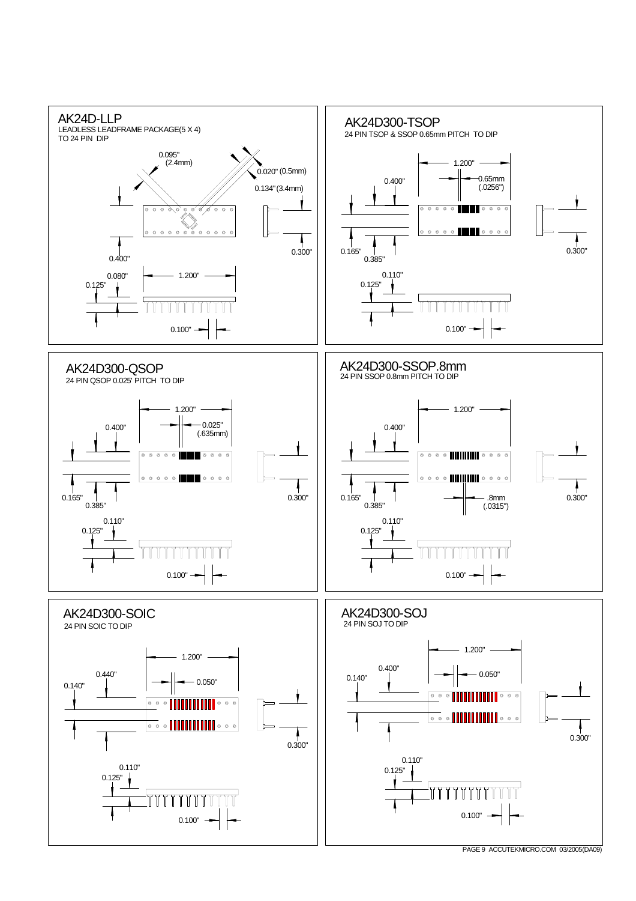## AK24D-LLP

LEADLESS LEADFRAME PACKAGE(5 X 4)
TO 24 PIN DIP

0.095"
(2.4mm)
0.020" (0.5mm)
0.134" (3.4mm)
0.400"
0.300"
0.080"
0.125"
1.200"
0.100"

## AK24D300-TSOP

24 PIN TSOP & SSOP 0.65mm PITCH TO DIP

1.200"
0.400"
0.65mm
(.0256")
0.165"
0.385"
0.300"
0.110"
0.125"
0.100"

## AK24D300-QSOP

24 PIN QSOP 0.025' PITCH TO DIP

1.200"
0.400"
0.025"
(.635mm)
0.165"
0.385"
0.300"
0.110"
0.125"
0.100"

## AK24D300-SSOP.8mm

24 PIN SSOP 0.8mm PITCH TO DIP

1.200"
0.400"
0.165"
0.385"
.8mm
(.0315")
0.300"
0.110"
0.125"
0.100"

## AK24D300-SOIC

24 PIN SOIC TO DIP

1.200"
0.440"
0.140"
0.050"
0.300"
0.110"
0.125"
0.100"

## AK24D300-SOJ

24 PIN SOJ TO DIP

1.200"
0.400"
0.140"
0.050"
0.300"
0.110"
0.125"
0.100"

PAGE 9 ACCUTEKMICRO.COM 03/2005(DA09)